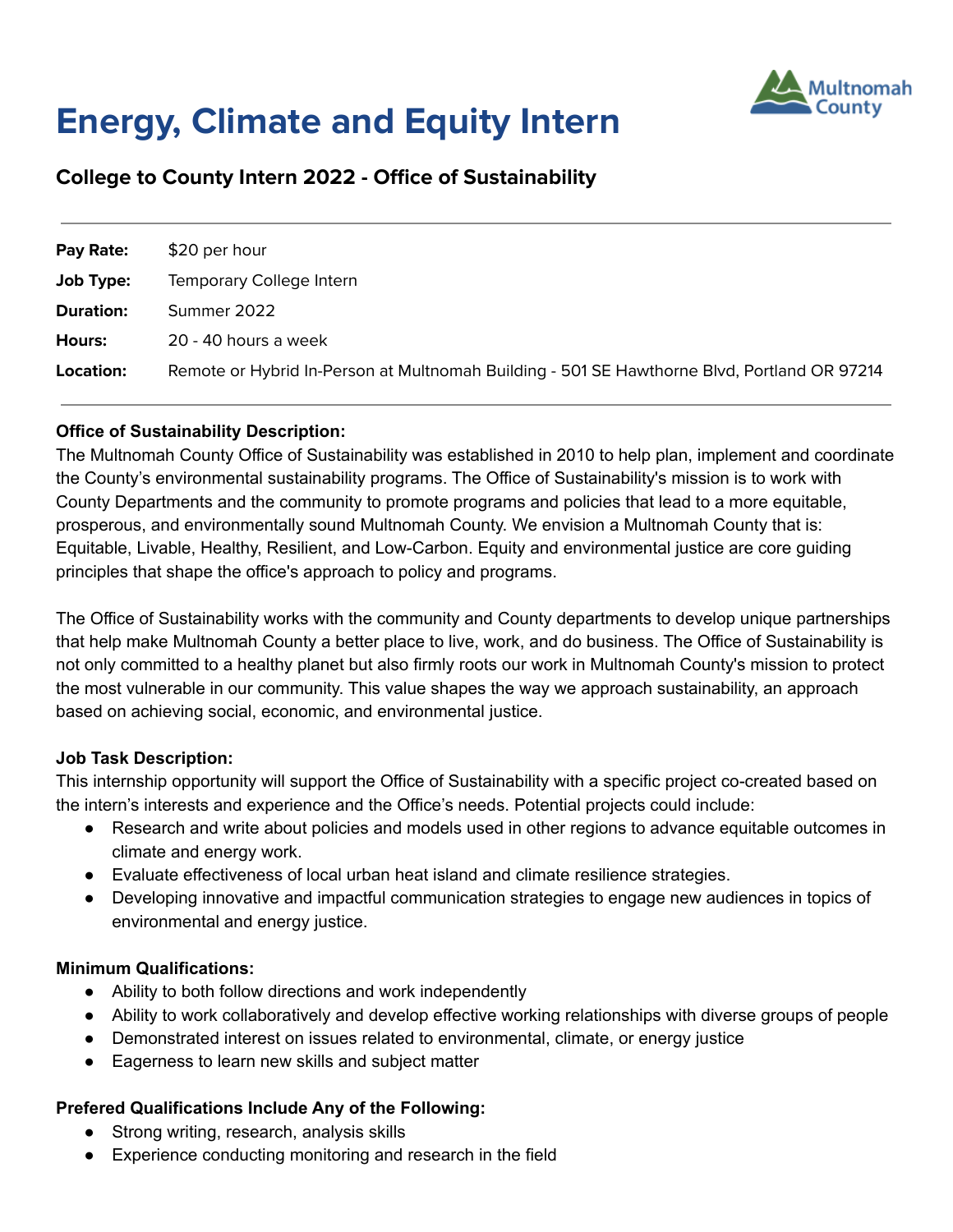# Energy, Climate and Equity Intern

## College to County Intern 2022 - Office of Sustainability

| | |
|---|---|
| **Pay Rate:** | $20 per hour |
| **Job Type:** | Temporary College Intern |
| **Duration:** | Summer 2022 |
| **Hours:** | 20 - 40 hours a week |
| **Location:** | Remote or Hybrid In-Person at Multnomah Building - 501 SE Hawthorne Blvd, Portland OR 97214 |

**Office of Sustainability Description:**

The Multnomah County Office of Sustainability was established in 2010 to help plan, implement and coordinate the County's environmental sustainability programs. The Office of Sustainability's mission is to work with County Departments and the community to promote programs and policies that lead to a more equitable, prosperous, and environmentally sound Multnomah County. We envision a Multnomah County that is: Equitable, Livable, Healthy, Resilient, and Low-Carbon. Equity and environmental justice are core guiding principles that shape the office's approach to policy and programs.

The Office of Sustainability works with the community and County departments to develop unique partnerships that help make Multnomah County a better place to live, work, and do business. The Office of Sustainability is not only committed to a healthy planet but also firmly roots our work in Multnomah County's mission to protect the most vulnerable in our community. This value shapes the way we approach sustainability, an approach based on achieving social, economic, and environmental justice.

**Job Task Description:**

This internship opportunity will support the Office of Sustainability with a specific project co-created based on the intern's interests and experience and the Office's needs. Potential projects could include:

- Research and write about policies and models used in other regions to advance equitable outcomes in climate and energy work.
- Evaluate effectiveness of local urban heat island and climate resilience strategies.
- Developing innovative and impactful communication strategies to engage new audiences in topics of environmental and energy justice.

**Minimum Qualifications:**

- Ability to both follow directions and work independently
- Ability to work collaboratively and develop effective working relationships with diverse groups of people
- Demonstrated interest on issues related to environmental, climate, or energy justice
- Eagerness to learn new skills and subject matter

**Prefered Qualifications Include Any of the Following:**

- Strong writing, research, analysis skills
- Experience conducting monitoring and research in the field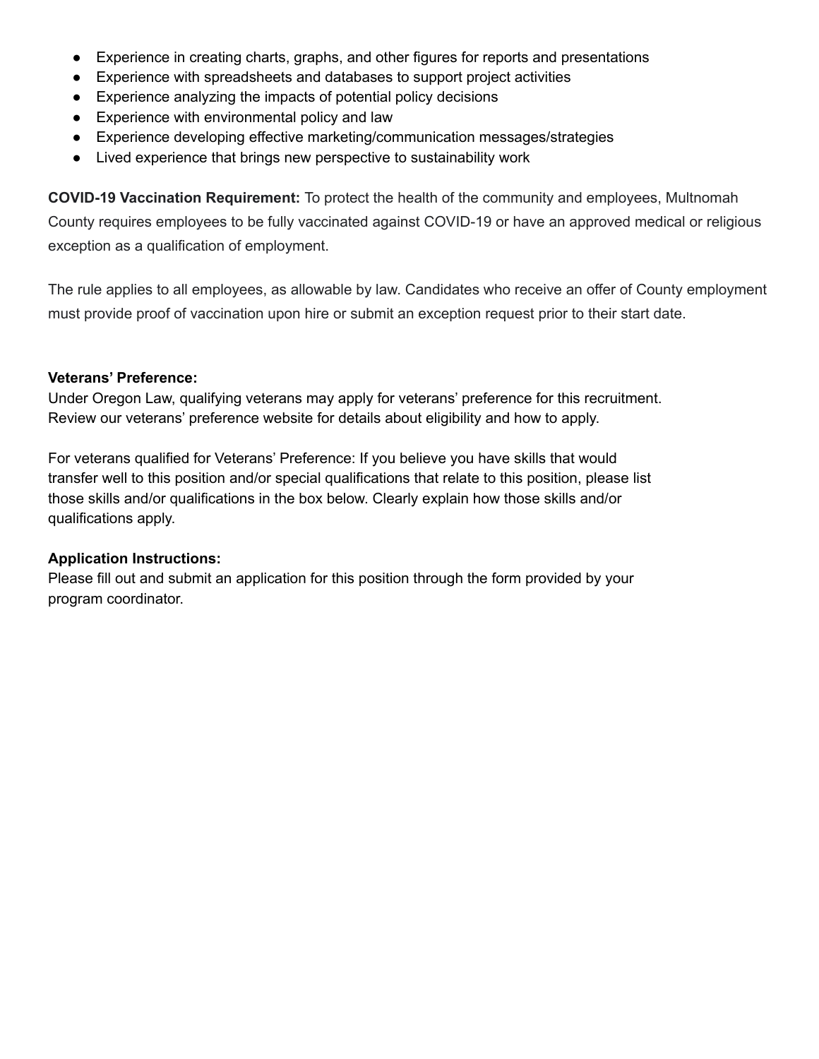- Experience in creating charts, graphs, and other figures for reports and presentations
- Experience with spreadsheets and databases to support project activities
- Experience analyzing the impacts of potential policy decisions
- Experience with environmental policy and law
- Experience developing effective marketing/communication messages/strategies
- Lived experience that brings new perspective to sustainability work

**COVID-19 Vaccination Requirement:** To protect the health of the community and employees, Multnomah County requires employees to be fully vaccinated against COVID-19 or have an approved medical or religious exception as a qualification of employment.

The rule applies to all employees, as allowable by law. Candidates who receive an offer of County employment must provide proof of vaccination upon hire or submit an exception request prior to their start date.

**Veterans' Preference:**
Under Oregon Law, qualifying veterans may apply for veterans' preference for this recruitment. Review our veterans' preference website for details about eligibility and how to apply.

For veterans qualified for Veterans' Preference: If you believe you have skills that would transfer well to this position and/or special qualifications that relate to this position, please list those skills and/or qualifications in the box below. Clearly explain how those skills and/or qualifications apply.

**Application Instructions:**
Please fill out and submit an application for this position through the form provided by your program coordinator.